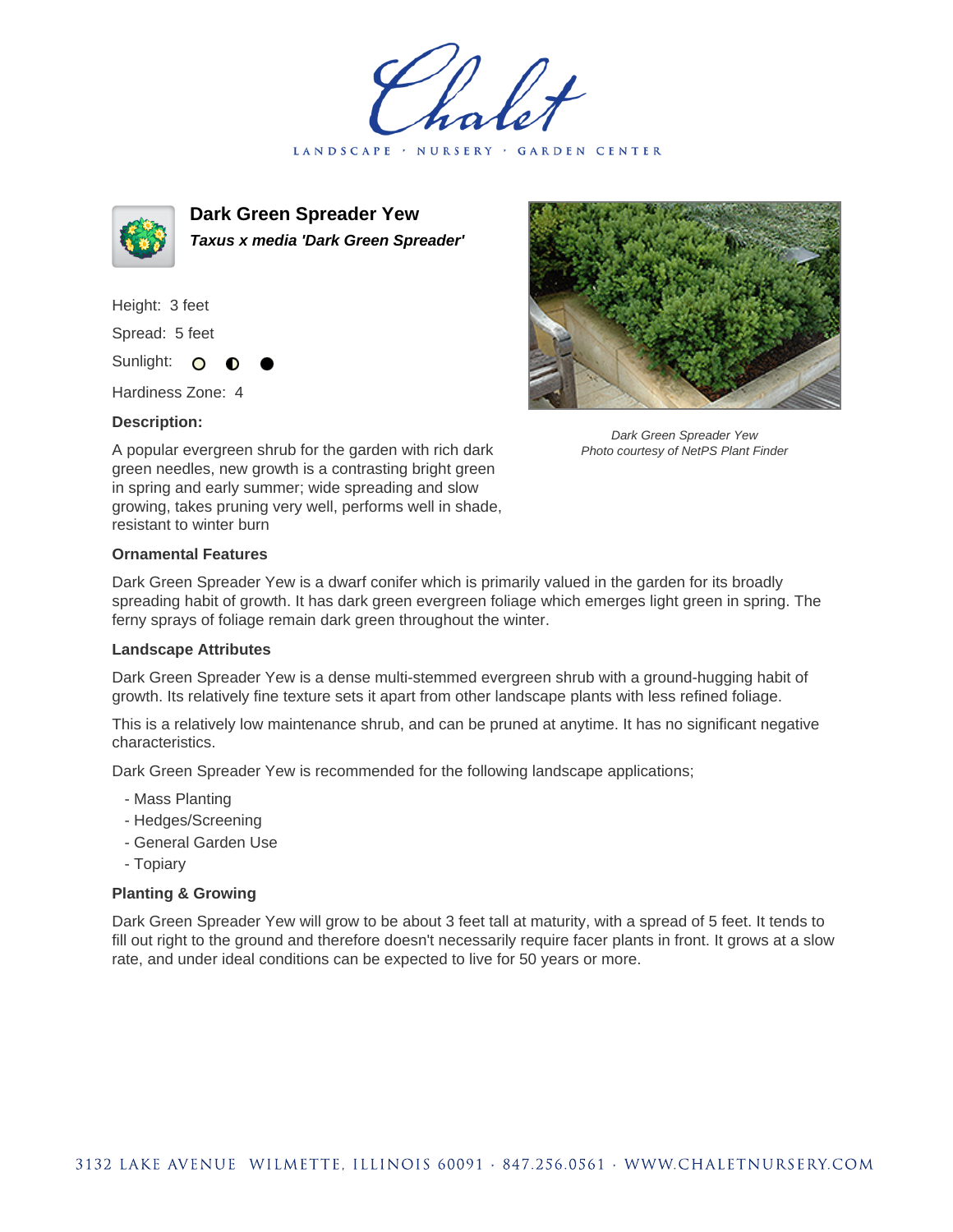# Dark Green Spreader Yew

***Taxus x media 'Dark Green Spreader'***

Height: 3 feet

Spread: 5 feet

Sunlight: ○ ◐ ●

Hardiness Zone: 4

**Description:**

A popular evergreen shrub for the garden with rich dark green needles, new growth is a contrasting bright green in spring and early summer; wide spreading and slow growing, takes pruning very well, performs well in shade, resistant to winter burn

*Dark Green Spreader Yew*
*Photo courtesy of NetPS Plant Finder*

### Ornamental Features

Dark Green Spreader Yew is a dwarf conifer which is primarily valued in the garden for its broadly spreading habit of growth. It has dark green evergreen foliage which emerges light green in spring. The ferny sprays of foliage remain dark green throughout the winter.

### Landscape Attributes

Dark Green Spreader Yew is a dense multi-stemmed evergreen shrub with a ground-hugging habit of growth. Its relatively fine texture sets it apart from other landscape plants with less refined foliage.

This is a relatively low maintenance shrub, and can be pruned at anytime. It has no significant negative characteristics.

Dark Green Spreader Yew is recommended for the following landscape applications;

- Mass Planting
- Hedges/Screening
- General Garden Use
- Topiary

### Planting & Growing

Dark Green Spreader Yew will grow to be about 3 feet tall at maturity, with a spread of 5 feet. It tends to fill out right to the ground and therefore doesn't necessarily require facer plants in front. It grows at a slow rate, and under ideal conditions can be expected to live for 50 years or more.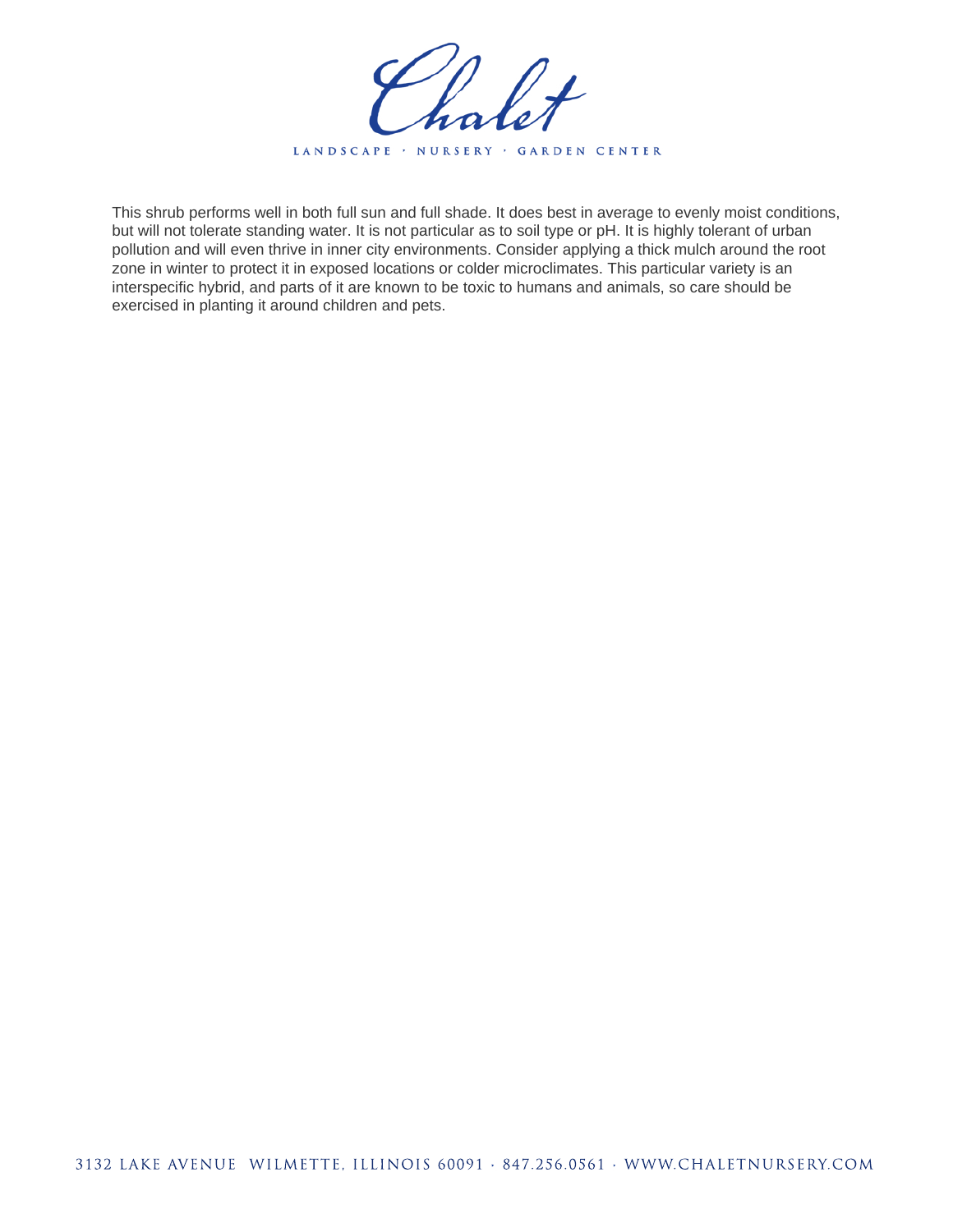This shrub performs well in both full sun and full shade. It does best in average to evenly moist conditions, but will not tolerate standing water. It is not particular as to soil type or pH. It is highly tolerant of urban pollution and will even thrive in inner city environments. Consider applying a thick mulch around the root zone in winter to protect it in exposed locations or colder microclimates. This particular variety is an interspecific hybrid, and parts of it are known to be toxic to humans and animals, so care should be exercised in planting it around children and pets.